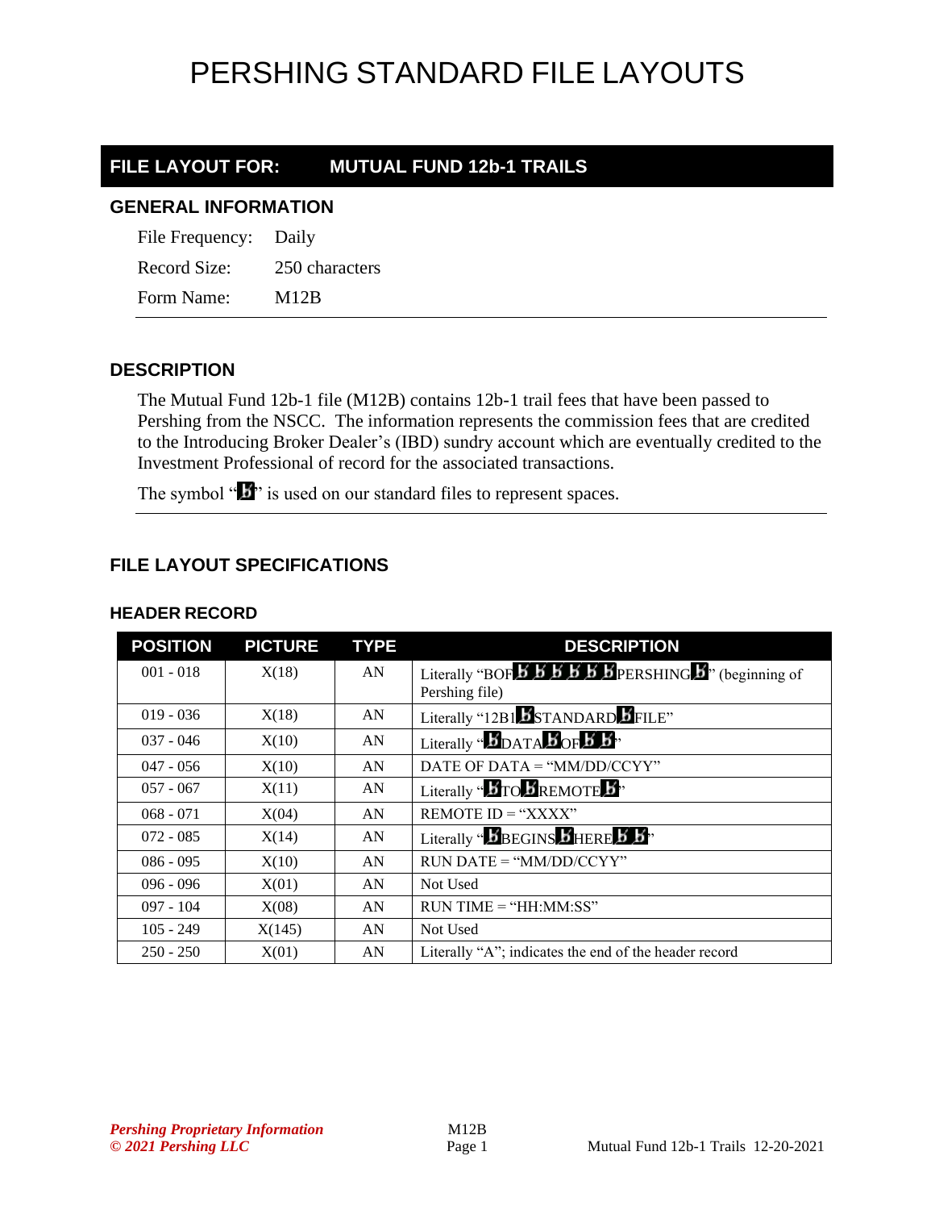# PERSHING STANDARD FILE LAYOUTS

## FILE LAYOUT FOR: MUTUAL FUND 12b-1 TRAILS

### GENERAL INFORMATION

File Frequency: Daily

Record Size: 250 characters

Form Name: M12B

### DESCRIPTION

The Mutual Fund 12b-1 file (M12B) contains 12b-1 trail fees that have been passed to Pershing from the NSCC. The information represents the commission fees that are credited to the Introducing Broker Dealer's (IBD) sundry account which are eventually credited to the Investment Professional of record for the associated transactions.

The symbol "ƀ" is used on our standard files to represent spaces.

### FILE LAYOUT SPECIFICATIONS

#### HEADER RECORD

| POSITION | PICTURE | TYPE | DESCRIPTION |
|---|---|---|---|
| 001 - 018 | X(18) | AN | Literally "BOFƀƀƀƀƀƀPERSHINGƀ" (beginning of Pershing file) |
| 019 - 036 | X(18) | AN | Literally "12B1ƀSTANDARDƀFILE" |
| 037 - 046 | X(10) | AN | Literally "ƀDATAƀOFƀƀ" |
| 047 - 056 | X(10) | AN | DATE OF DATA = "MM/DD/CCYY" |
| 057 - 067 | X(11) | AN | Literally "ƀTOƀREMOTEƀ" |
| 068 - 071 | X(04) | AN | REMOTE ID = "XXXX" |
| 072 - 085 | X(14) | AN | Literally "ƀBEGINSƀHEREƀƀ" |
| 086 - 095 | X(10) | AN | RUN DATE = "MM/DD/CCYY" |
| 096 - 096 | X(01) | AN | Not Used |
| 097 - 104 | X(08) | AN | RUN TIME = "HH:MM:SS" |
| 105 - 249 | X(145) | AN | Not Used |
| 250 - 250 | X(01) | AN | Literally "A"; indicates the end of the header record |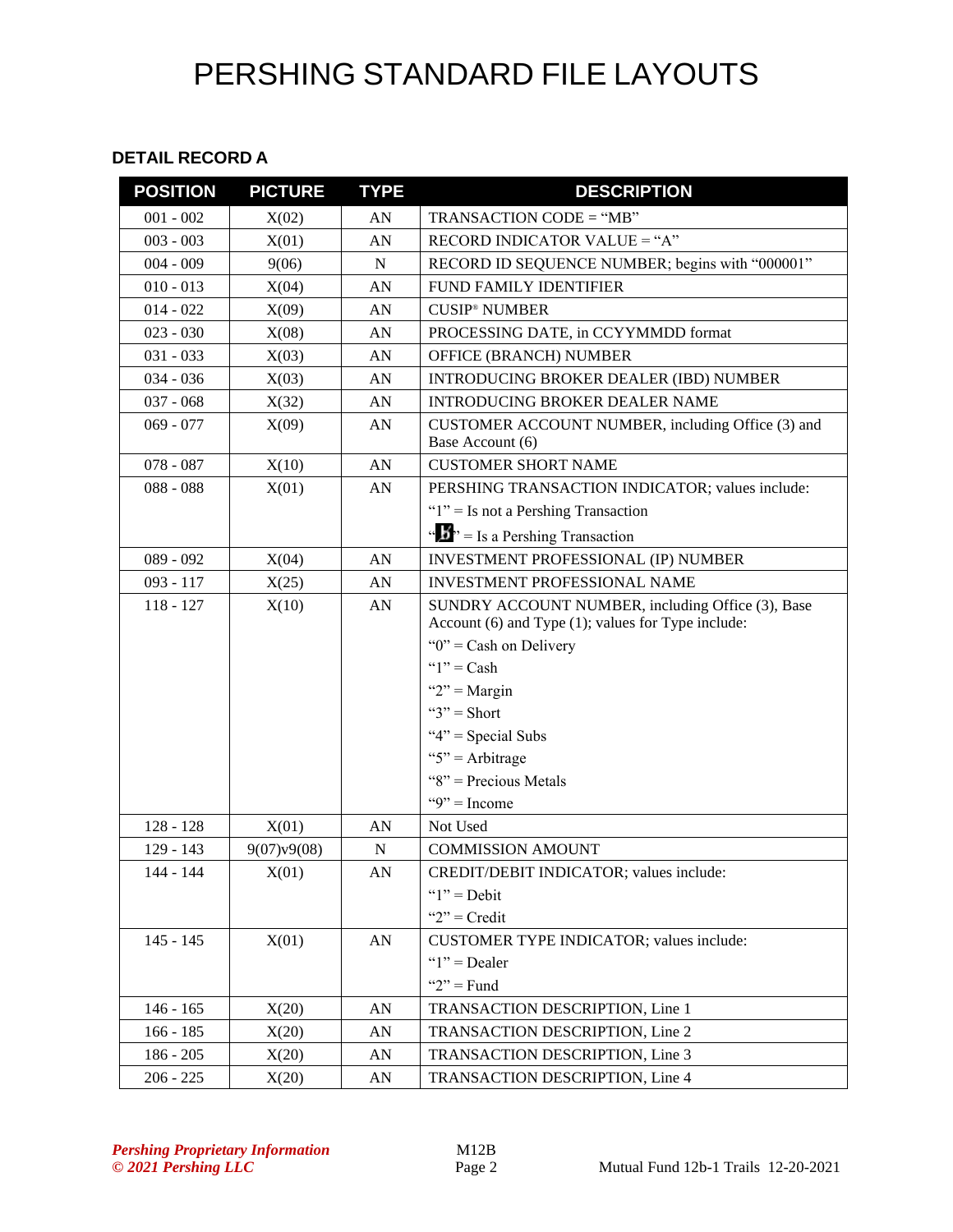# PERSHING STANDARD FILE LAYOUTS

### DETAIL RECORD A

| POSITION | PICTURE | TYPE | DESCRIPTION |
|---|---|---|---|
| 001 - 002 | X(02) | AN | TRANSACTION CODE = "MB" |
| 003 - 003 | X(01) | AN | RECORD INDICATOR VALUE = "A" |
| 004 - 009 | 9(06) | N | RECORD ID SEQUENCE NUMBER; begins with "000001" |
| 010 - 013 | X(04) | AN | FUND FAMILY IDENTIFIER |
| 014 - 022 | X(09) | AN | CUSIP® NUMBER |
| 023 - 030 | X(08) | AN | PROCESSING DATE, in CCYYMMDD format |
| 031 - 033 | X(03) | AN | OFFICE (BRANCH) NUMBER |
| 034 - 036 | X(03) | AN | INTRODUCING BROKER DEALER (IBD) NUMBER |
| 037 - 068 | X(32) | AN | INTRODUCING BROKER DEALER NAME |
| 069 - 077 | X(09) | AN | CUSTOMER ACCOUNT NUMBER, including Office (3) and Base Account (6) |
| 078 - 087 | X(10) | AN | CUSTOMER SHORT NAME |
| 088 - 088 | X(01) | AN | PERSHING TRANSACTION INDICATOR; values include:<br>"1" = Is not a Pershing Transaction<br>"b" = Is a Pershing Transaction |
| 089 - 092 | X(04) | AN | INVESTMENT PROFESSIONAL (IP) NUMBER |
| 093 - 117 | X(25) | AN | INVESTMENT PROFESSIONAL NAME |
| 118 - 127 | X(10) | AN | SUNDRY ACCOUNT NUMBER, including Office (3), Base Account (6) and Type (1); values for Type include:<br>"0" = Cash on Delivery<br>"1" = Cash<br>"2" = Margin<br>"3" = Short<br>"4" = Special Subs<br>"5" = Arbitrage<br>"8" = Precious Metals<br>"9" = Income |
| 128 - 128 | X(01) | AN | Not Used |
| 129 - 143 | 9(07)v9(08) | N | COMMISSION AMOUNT |
| 144 - 144 | X(01) | AN | CREDIT/DEBIT INDICATOR; values include:<br>"1" = Debit<br>"2" = Credit |
| 145 - 145 | X(01) | AN | CUSTOMER TYPE INDICATOR; values include:<br>"1" = Dealer<br>"2" = Fund |
| 146 - 165 | X(20) | AN | TRANSACTION DESCRIPTION, Line 1 |
| 166 - 185 | X(20) | AN | TRANSACTION DESCRIPTION, Line 2 |
| 186 - 205 | X(20) | AN | TRANSACTION DESCRIPTION, Line 3 |
| 206 - 225 | X(20) | AN | TRANSACTION DESCRIPTION, Line 4 |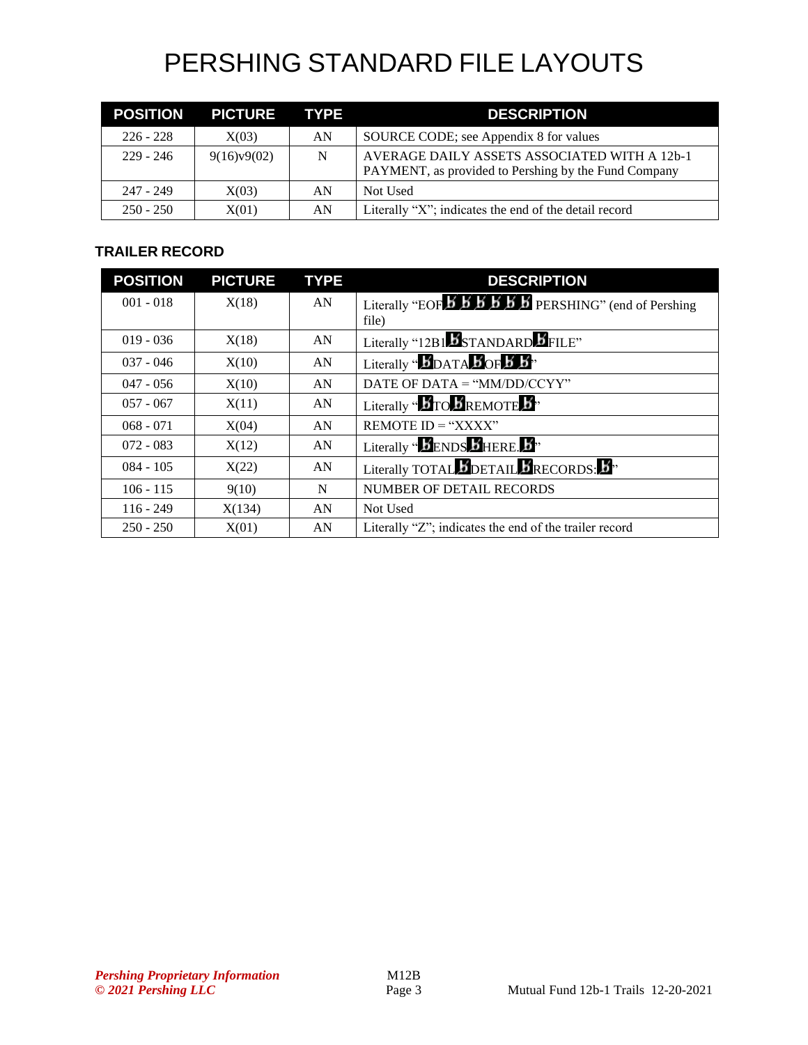| POSITION | PICTURE | TYPE | DESCRIPTION |
|---|---|---|---|
| 226 - 228 | X(03) | AN | SOURCE CODE; see Appendix 8 for values |
| 229 - 246 | 9(16)v9(02) | N | AVERAGE DAILY ASSETS ASSOCIATED WITH A 12b-1 PAYMENT, as provided to Pershing by the Fund Company |
| 247 - 249 | X(03) | AN | Not Used |
| 250 - 250 | X(01) | AN | Literally "X"; indicates the end of the detail record |

### TRAILER RECORD

| POSITION | PICTURE | TYPE | DESCRIPTION |
|---|---|---|---|
| 001 - 018 | X(18) | AN | Literally "EOFƀƀƀƀƀƀ PERSHING" (end of Pershing file) |
| 019 - 036 | X(18) | AN | Literally "12B1ƀSTANDARDƀFILE" |
| 037 - 046 | X(10) | AN | Literally "ƀDATAƀOFƀƀ" |
| 047 - 056 | X(10) | AN | DATE OF DATA = "MM/DD/CCYY" |
| 057 - 067 | X(11) | AN | Literally "ƀTOƀREMOTEƀ" |
| 068 - 071 | X(04) | AN | REMOTE ID = "XXXX" |
| 072 - 083 | X(12) | AN | Literally "ƀENDSƀHERE.ƀ" |
| 084 - 105 | X(22) | AN | Literally TOTALƀDETAILƀRECORDS:ƀ" |
| 106 - 115 | 9(10) | N | NUMBER OF DETAIL RECORDS |
| 116 - 249 | X(134) | AN | Not Used |
| 250 - 250 | X(01) | AN | Literally "Z"; indicates the end of the trailer record |